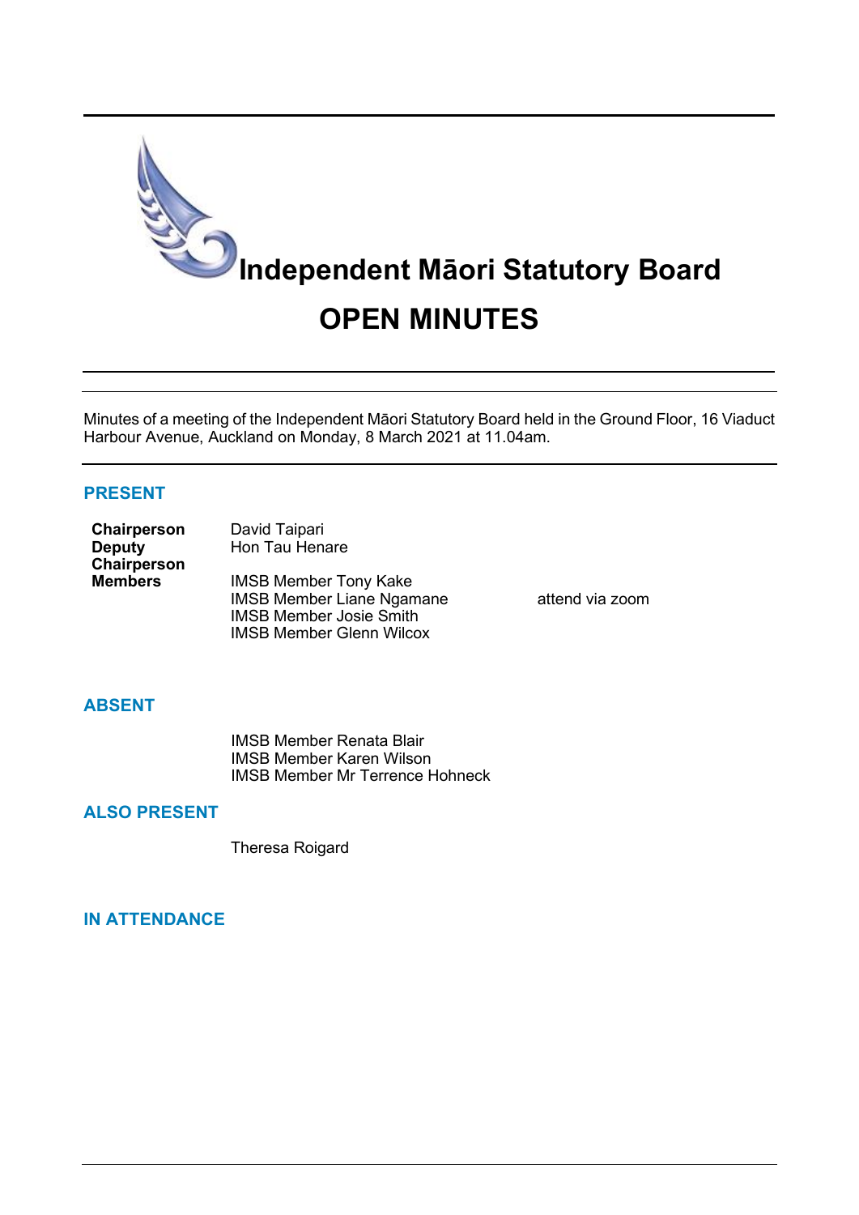# Independent Māori Statutory Board

# OPEN MINUTES

Minutes of a meeting of the Independent Māori Statutory Board held in the Ground Floor, 16 Viaduct Harbour Avenue, Auckland on Monday, 8 March 2021 at 11.04am.

## PRESENT

| | | |
|---|---|---|
| **Chairperson** | David Taipari | |
| **Deputy Chairperson** | Hon Tau Henare | |
| **Members** | IMSB Member Tony Kake | |
| | IMSB Member Liane Ngamane | attend via zoom |
| | IMSB Member Josie Smith | |
| | IMSB Member Glenn Wilcox | |

## ABSENT

IMSB Member Renata Blair
IMSB Member Karen Wilson
IMSB Member Mr Terrence Hohneck

## ALSO PRESENT

Theresa Roigard

## IN ATTENDANCE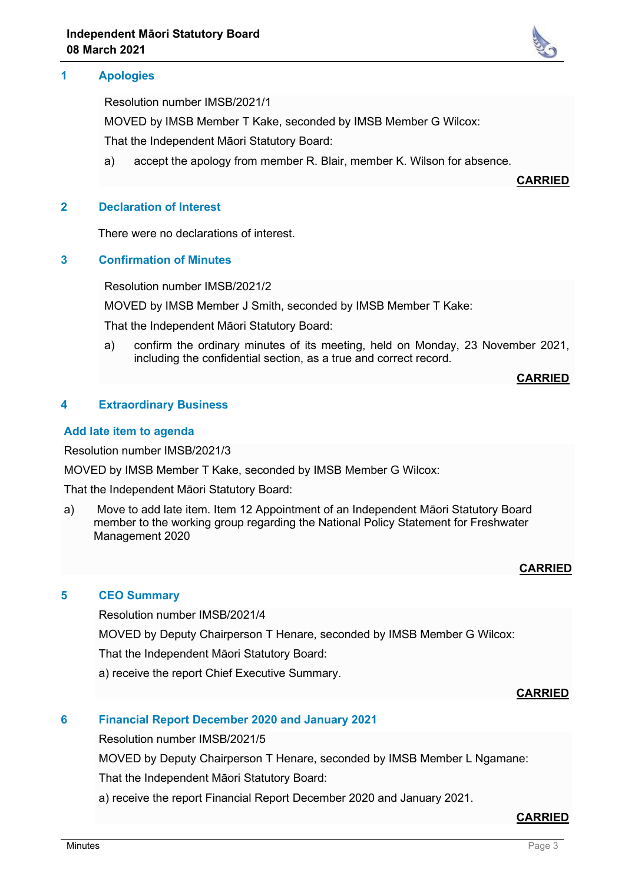## 1 Apologies

Resolution number IMSB/2021/1

MOVED by IMSB Member T Kake, seconded by IMSB Member G Wilcox:

That the Independent Māori Statutory Board:

a) accept the apology from member R. Blair, member K. Wilson for absence.

**CARRIED**

## 2 Declaration of Interest

There were no declarations of interest.

## 3 Confirmation of Minutes

Resolution number IMSB/2021/2

MOVED by IMSB Member J Smith, seconded by IMSB Member T Kake:

That the Independent Māori Statutory Board:

a) confirm the ordinary minutes of its meeting, held on Monday, 23 November 2021, including the confidential section, as a true and correct record.

**CARRIED**

## 4 Extraordinary Business

### Add late item to agenda

Resolution number IMSB/2021/3

MOVED by IMSB Member T Kake, seconded by IMSB Member G Wilcox:

That the Independent Māori Statutory Board:

a) Move to add late item. Item 12 Appointment of an Independent Māori Statutory Board member to the working group regarding the National Policy Statement for Freshwater Management 2020

**CARRIED**

## 5 CEO Summary

Resolution number IMSB/2021/4

MOVED by Deputy Chairperson T Henare, seconded by IMSB Member G Wilcox:

That the Independent Māori Statutory Board:

a) receive the report Chief Executive Summary.

**CARRIED**

## 6 Financial Report December 2020 and January 2021

Resolution number IMSB/2021/5

MOVED by Deputy Chairperson T Henare, seconded by IMSB Member L Ngamane:

That the Independent Māori Statutory Board:

a) receive the report Financial Report December 2020 and January 2021.

**CARRIED**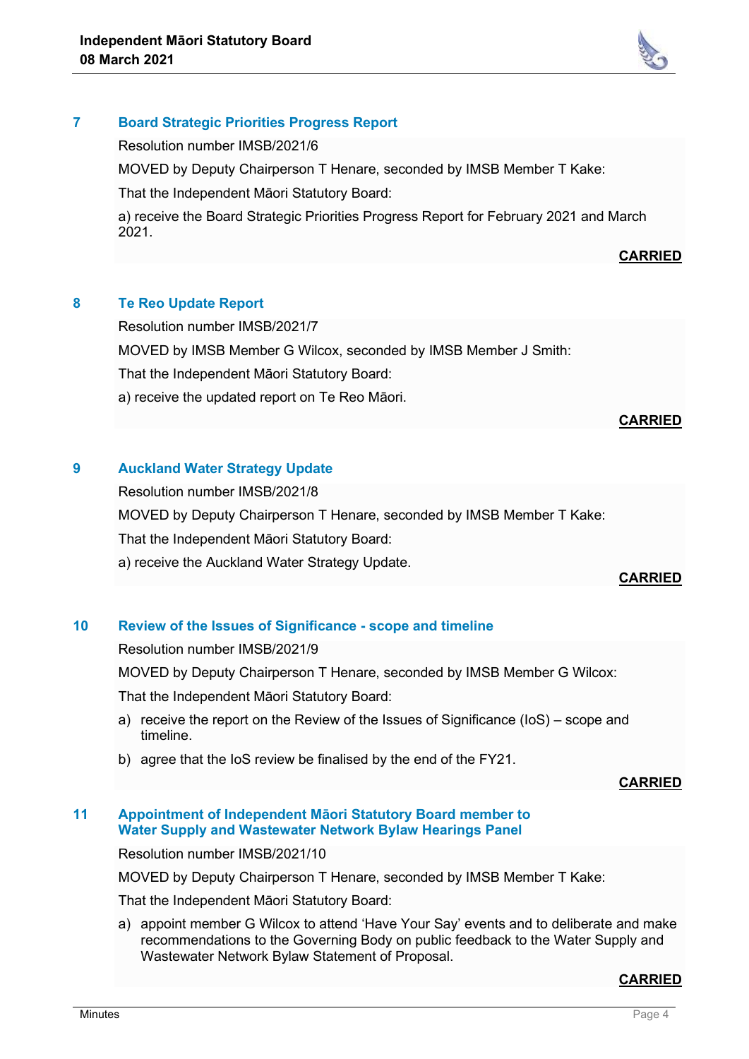## 7 Board Strategic Priorities Progress Report

Resolution number IMSB/2021/6

MOVED by Deputy Chairperson T Henare, seconded by IMSB Member T Kake:

That the Independent Māori Statutory Board:

a) receive the Board Strategic Priorities Progress Report for February 2021 and March 2021.

**CARRIED**

## 8 Te Reo Update Report

Resolution number IMSB/2021/7

MOVED by IMSB Member G Wilcox, seconded by IMSB Member J Smith:

That the Independent Māori Statutory Board:

a) receive the updated report on Te Reo Māori.

**CARRIED**

## 9 Auckland Water Strategy Update

Resolution number IMSB/2021/8

MOVED by Deputy Chairperson T Henare, seconded by IMSB Member T Kake:

That the Independent Māori Statutory Board:

a) receive the Auckland Water Strategy Update.

**CARRIED**

## 10 Review of the Issues of Significance - scope and timeline

Resolution number IMSB/2021/9

MOVED by Deputy Chairperson T Henare, seconded by IMSB Member G Wilcox:

That the Independent Māori Statutory Board:

a) receive the report on the Review of the Issues of Significance (IoS) – scope and timeline.

b) agree that the IoS review be finalised by the end of the FY21.

**CARRIED**

## 11 Appointment of Independent Māori Statutory Board member to Water Supply and Wastewater Network Bylaw Hearings Panel

Resolution number IMSB/2021/10

MOVED by Deputy Chairperson T Henare, seconded by IMSB Member T Kake:

That the Independent Māori Statutory Board:

a) appoint member G Wilcox to attend 'Have Your Say' events and to deliberate and make recommendations to the Governing Body on public feedback to the Water Supply and Wastewater Network Bylaw Statement of Proposal.

**CARRIED**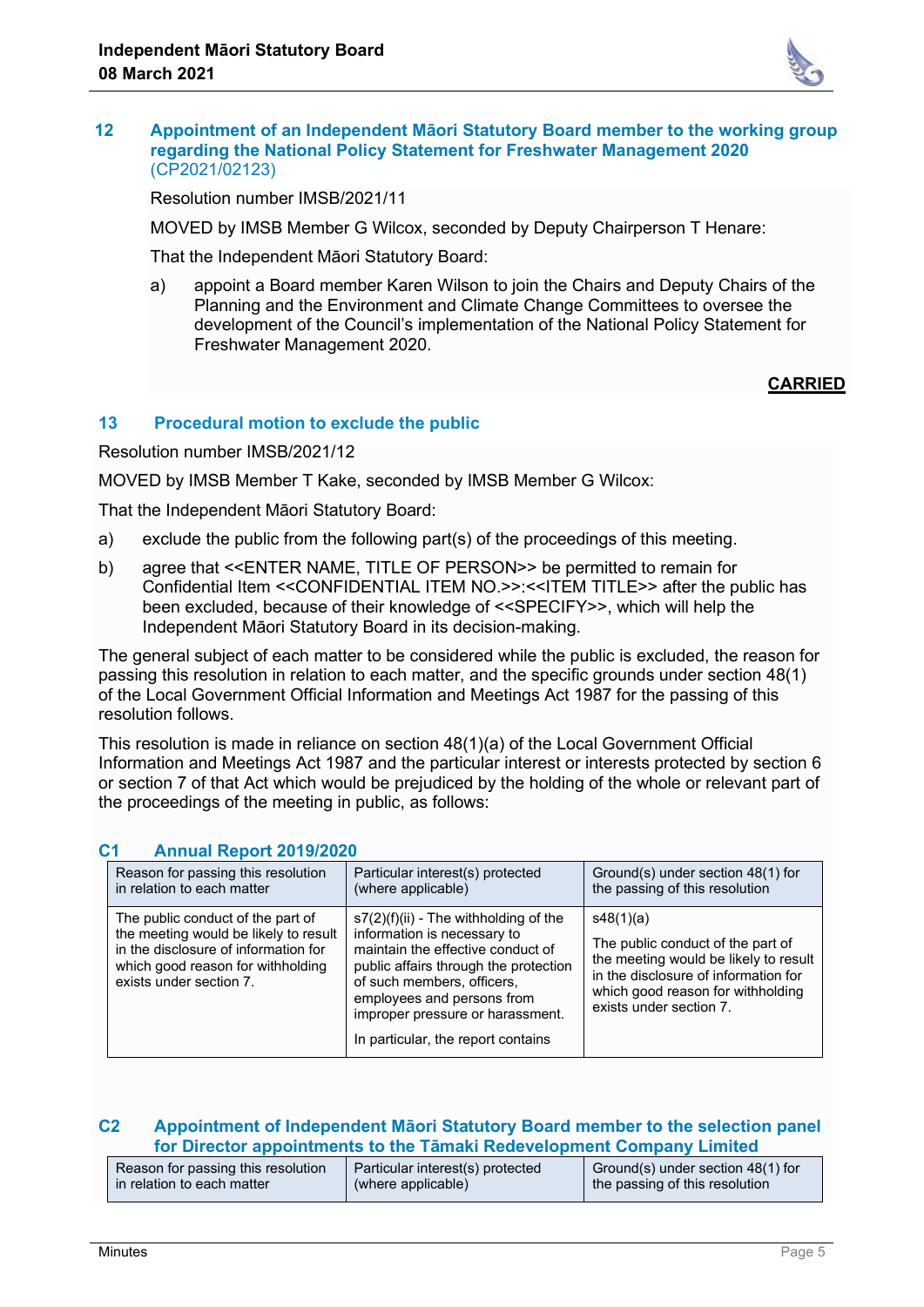## 12 Appointment of an Independent Māori Statutory Board member to the working group regarding the National Policy Statement for Freshwater Management 2020 (CP2021/02123)

Resolution number IMSB/2021/11

MOVED by IMSB Member G Wilcox, seconded by Deputy Chairperson T Henare:

That the Independent Māori Statutory Board:

a) appoint a Board member Karen Wilson to join the Chairs and Deputy Chairs of the Planning and the Environment and Climate Change Committees to oversee the development of the Council's implementation of the National Policy Statement for Freshwater Management 2020.

**CARRIED**

## 13 Procedural motion to exclude the public

Resolution number IMSB/2021/12

MOVED by IMSB Member T Kake, seconded by IMSB Member G Wilcox:

That the Independent Māori Statutory Board:

a) exclude the public from the following part(s) of the proceedings of this meeting.

b) agree that <<ENTER NAME, TITLE OF PERSON>> be permitted to remain for Confidential Item <<CONFIDENTIAL ITEM NO.>>:<<ITEM TITLE>> after the public has been excluded, because of their knowledge of <<SPECIFY>>, which will help the Independent Māori Statutory Board in its decision-making.

The general subject of each matter to be considered while the public is excluded, the reason for passing this resolution in relation to each matter, and the specific grounds under section 48(1) of the Local Government Official Information and Meetings Act 1987 for the passing of this resolution follows.

This resolution is made in reliance on section 48(1)(a) of the Local Government Official Information and Meetings Act 1987 and the particular interest or interests protected by section 6 or section 7 of that Act which would be prejudiced by the holding of the whole or relevant part of the proceedings of the meeting in public, as follows:

### C1 Annual Report 2019/2020

| Reason for passing this resolution in relation to each matter | Particular interest(s) protected (where applicable) | Ground(s) under section 48(1) for the passing of this resolution |
|---|---|---|
| The public conduct of the part of the meeting would be likely to result in the disclosure of information for which good reason for withholding exists under section 7. | s7(2)(f)(ii) - The withholding of the information is necessary to maintain the effective conduct of public affairs through the protection of such members, officers, employees and persons from improper pressure or harassment.<br><br>In particular, the report contains | s48(1)(a)<br><br>The public conduct of the part of the meeting would be likely to result in the disclosure of information for which good reason for withholding exists under section 7. |

### C2 Appointment of Independent Māori Statutory Board member to the selection panel for Director appointments to the Tāmaki Redevelopment Company Limited

| Reason for passing this resolution in relation to each matter | Particular interest(s) protected (where applicable) | Ground(s) under section 48(1) for the passing of this resolution |
|---|---|---|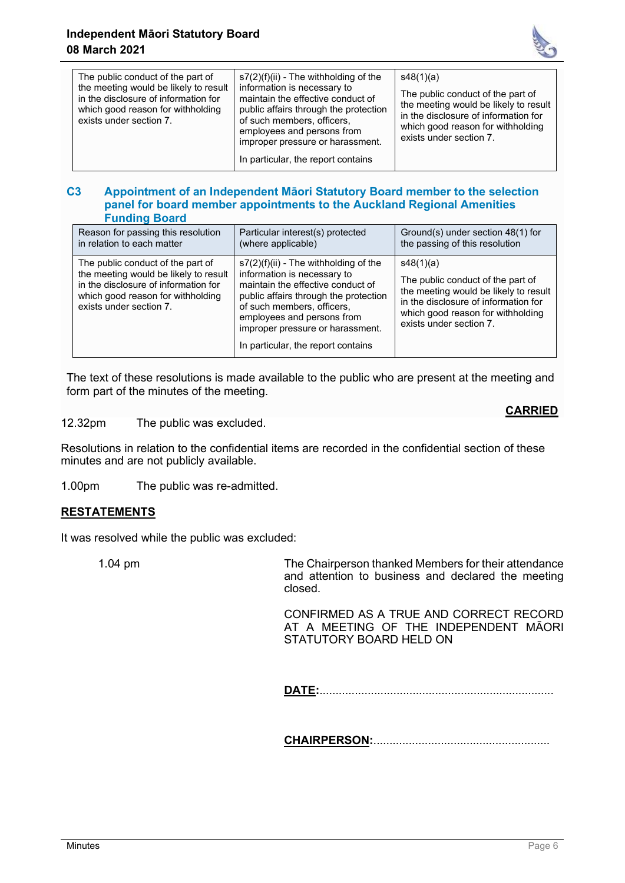| | | |
|---|---|---|
| The public conduct of the part of the meeting would be likely to result in the disclosure of information for which good reason for withholding exists under section 7. | s7(2)(f)(ii) - The withholding of the information is necessary to maintain the effective conduct of public affairs through the protection of such members, officers, employees and persons from improper pressure or harassment.<br><br>In particular, the report contains | s48(1)(a)<br><br>The public conduct of the part of the meeting would be likely to result in the disclosure of information for which good reason for withholding exists under section 7. |

### C3 Appointment of an Independent Māori Statutory Board member to the selection panel for board member appointments to the Auckland Regional Amenities Funding Board

| Reason for passing this resolution in relation to each matter | Particular interest(s) protected (where applicable) | Ground(s) under section 48(1) for the passing of this resolution |
|---|---|---|
| The public conduct of the part of the meeting would be likely to result in the disclosure of information for which good reason for withholding exists under section 7. | s7(2)(f)(ii) - The withholding of the information is necessary to maintain the effective conduct of public affairs through the protection of such members, officers, employees and persons from improper pressure or harassment.<br><br>In particular, the report contains | s48(1)(a)<br><br>The public conduct of the part of the meeting would be likely to result in the disclosure of information for which good reason for withholding exists under section 7. |

The text of these resolutions is made available to the public who are present at the meeting and form part of the minutes of the meeting.

**CARRIED**

12.32pm The public was excluded.

Resolutions in relation to the confidential items are recorded in the confidential section of these minutes and are not publicly available.

1.00pm The public was re-admitted.

**RESTATEMENTS**

It was resolved while the public was excluded:

1.04 pm The Chairperson thanked Members for their attendance and attention to business and declared the meeting closed.

CONFIRMED AS A TRUE AND CORRECT RECORD AT A MEETING OF THE INDEPENDENT MĀORI STATUTORY BOARD HELD ON

**DATE:**........................................................................

**CHAIRPERSON:**......................................................